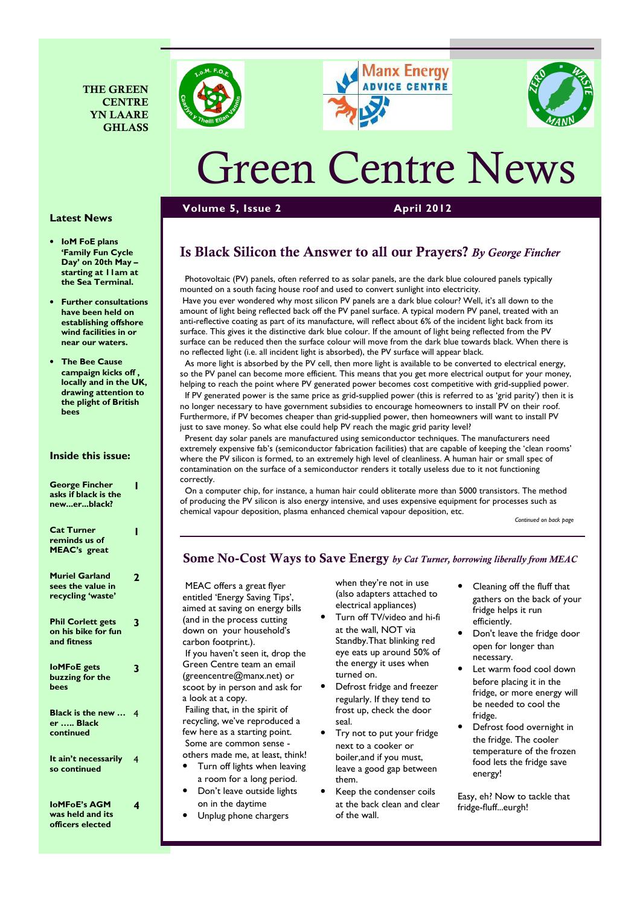THE GREEN CENTRE YN LAARE GHLASS

# Green Centre News

**Volume 5, Issue 2** **April 2012**

### Latest News

- **IoM FoE plans 'Family Fun Cycle Day' on 20th May – starting at 11am at the Sea Terminal.**
- **Further consultations have been held on establishing offshore wind facilities in or near our waters.**
- **The Bee Cause campaign kicks off , locally and in the UK, drawing attention to the plight of British bees**

### Inside this issue:

| | |
|---|---|
| **George Fincher asks if black is the new...er...black?** | 1 |
| **Cat Turner reminds us of MEAC's great** | 1 |
| **Muriel Garland sees the value in recycling 'waste'** | 2 |
| **Phil Corlett gets on his bike for fun and fitness** | 3 |
| **IoMFoE gets buzzing for the bees** | 3 |
| **Black is the new … er ….. Black continued** | 4 |
| **It ain't necessarily so continued** | 4 |
| **IoMFoE's AGM was held and its officers elected** | 4 |

## Is Black Silicon the Answer to all our Prayers? *By George Fincher*

Photovoltaic (PV) panels, often referred to as solar panels, are the dark blue coloured panels typically mounted on a south facing house roof and used to convert sunlight into electricity.

Have you ever wondered why most silicon PV panels are a dark blue colour? Well, it's all down to the amount of light being reflected back off the PV panel surface. A typical modern PV panel, treated with an anti-reflective coating as part of its manufacture, will reflect about 6% of the incident light back from its surface. This gives it the distinctive dark blue colour. If the amount of light being reflected from the PV surface can be reduced then the surface colour will move from the dark blue towards black. When there is no reflected light (i.e. all incident light is absorbed), the PV surface will appear black.

As more light is absorbed by the PV cell, then more light is available to be converted to electrical energy, so the PV panel can become more efficient. This means that you get more electrical output for your money, helping to reach the point where PV generated power becomes cost competitive with grid-supplied power.

If PV generated power is the same price as grid-supplied power (this is referred to as 'grid parity') then it is no longer necessary to have government subsidies to encourage homeowners to install PV on their roof. Furthermore, if PV becomes cheaper than grid-supplied power, then homeowners will want to install PV just to save money. So what else could help PV reach the magic grid parity level?

Present day solar panels are manufactured using semiconductor techniques. The manufacturers need extremely expensive fab's (semiconductor fabrication facilities) that are capable of keeping the 'clean rooms' where the PV silicon is formed, to an extremely high level of cleanliness. A human hair or small spec of contamination on the surface of a semiconductor renders it totally useless due to it not functioning correctly.

On a computer chip, for instance, a human hair could obliterate more than 5000 transistors. The method of producing the PV silicon is also energy intensive, and uses expensive equipment for processes such as chemical vapour deposition, plasma enhanced chemical vapour deposition, etc.

*Continued on back page*

## Some No-Cost Ways to Save Energy *by Cat Turner, borrowing liberally from MEAC*

MEAC offers a great flyer entitled 'Energy Saving Tips', aimed at saving on energy bills (and in the process cutting down on your household's carbon footprint.).

If you haven't seen it, drop the Green Centre team an email (greencentre@manx.net) or scoot by in person and ask for a look at a copy.

Failing that, in the spirit of recycling, we've reproduced a few here as a starting point.

Some are common sense - others made me, at least, think!

- Turn off lights when leaving a room for a long period.
- Don't leave outside lights on in the daytime
- Unplug phone chargers when they're not in use (also adapters attached to electrical appliances)
- Turn off TV/video and hi-fi at the wall, NOT via Standby.That blinking red eye eats up around 50% of the energy it uses when turned on.
- Defrost fridge and freezer regularly. If they tend to frost up, check the door seal.
- Try not to put your fridge next to a cooker or boiler,and if you must, leave a good gap between them.
- Keep the condenser coils at the back clean and clear of the wall.
- Cleaning off the fluff that gathers on the back of your fridge helps it run efficiently.
- Don't leave the fridge door open for longer than necessary.
- Let warm food cool down before placing it in the fridge, or more energy will be needed to cool the fridge.
- Defrost food overnight in the fridge. The cooler temperature of the frozen food lets the fridge save energy!

Easy, eh? Now to tackle that fridge-fluff...eurgh!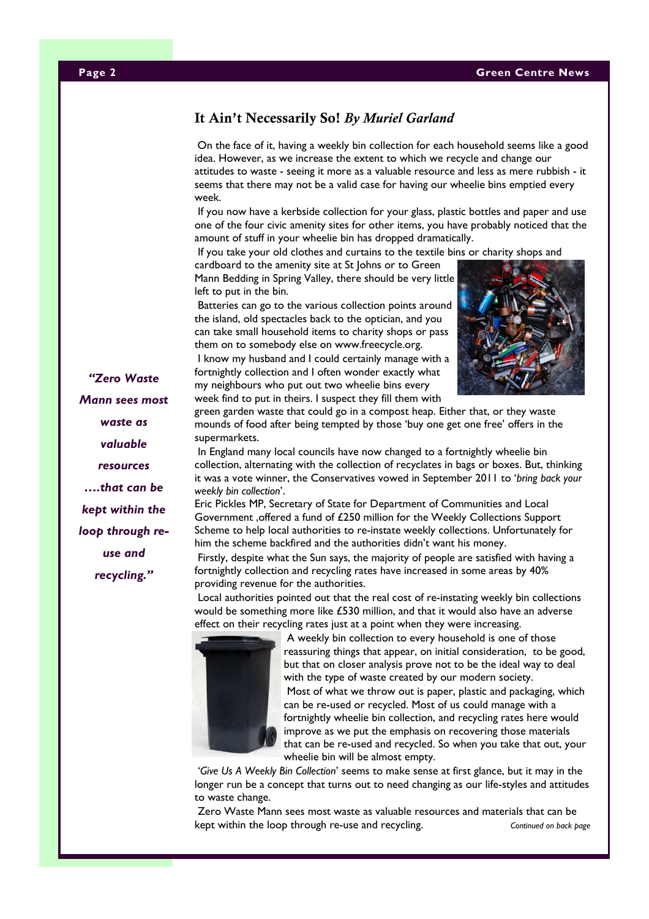## It Ain't Necessarily So! *By Muriel Garland*

On the face of it, having a weekly bin collection for each household seems like a good idea. However, as we increase the extent to which we recycle and change our attitudes to waste - seeing it more as a valuable resource and less as mere rubbish - it seems that there may not be a valid case for having our wheelie bins emptied every week.

If you now have a kerbside collection for your glass, plastic bottles and paper and use one of the four civic amenity sites for other items, you have probably noticed that the amount of stuff in your wheelie bin has dropped dramatically.

If you take your old clothes and curtains to the textile bins or charity shops and cardboard to the amenity site at St Johns or to Green Mann Bedding in Spring Valley, there should be very little left to put in the bin.

Batteries can go to the various collection points around the island, old spectacles back to the optician, and you can take small household items to charity shops or pass them on to somebody else on www.freecycle.org.

I know my husband and I could certainly manage with a fortnightly collection and I often wonder exactly what my neighbours who put out two wheelie bins every week find to put in theirs. I suspect they fill them with green garden waste that could go in a compost heap. Either that, or they waste mounds of food after being tempted by those 'buy one get one free' offers in the supermarkets.

In England many local councils have now changed to a fortnightly wheelie bin collection, alternating with the collection of recyclates in bags or boxes. But, thinking it was a vote winner, the Conservatives vowed in September 2011 to '*bring back your weekly bin collection*'.

Eric Pickles MP, Secretary of State for Department of Communities and Local Government ,offered a fund of £250 million for the Weekly Collections Support Scheme to help local authorities to re-instate weekly collections. Unfortunately for him the scheme backfired and the authorities didn't want his money.

Firstly, despite what the Sun says, the majority of people are satisfied with having a fortnightly collection and recycling rates have increased in some areas by 40% providing revenue for the authorities.

Local authorities pointed out that the real cost of re-instating weekly bin collections would be something more like £530 million, and that it would also have an adverse effect on their recycling rates just at a point when they were increasing.

A weekly bin collection to every household is one of those reassuring things that appear, on initial consideration, to be good, but that on closer analysis prove not to be the ideal way to deal with the type of waste created by our modern society.

Most of what we throw out is paper, plastic and packaging, which can be re-used or recycled. Most of us could manage with a fortnightly wheelie bin collection, and recycling rates here would improve as we put the emphasis on recovering those materials that can be re-used and recycled. So when you take that out, your wheelie bin will be almost empty.

'*Give Us A Weekly Bin Collection*' seems to make sense at first glance, but it may in the longer run be a concept that turns out to need changing as our life-styles and attitudes to waste change.

Zero Waste Mann sees most waste as valuable resources and materials that can be kept within the loop through re-use and recycling.

*Continued on back page*

***"Zero Waste Mann sees most waste as valuable resources ….that can be kept within the loop through re-use and recycling."***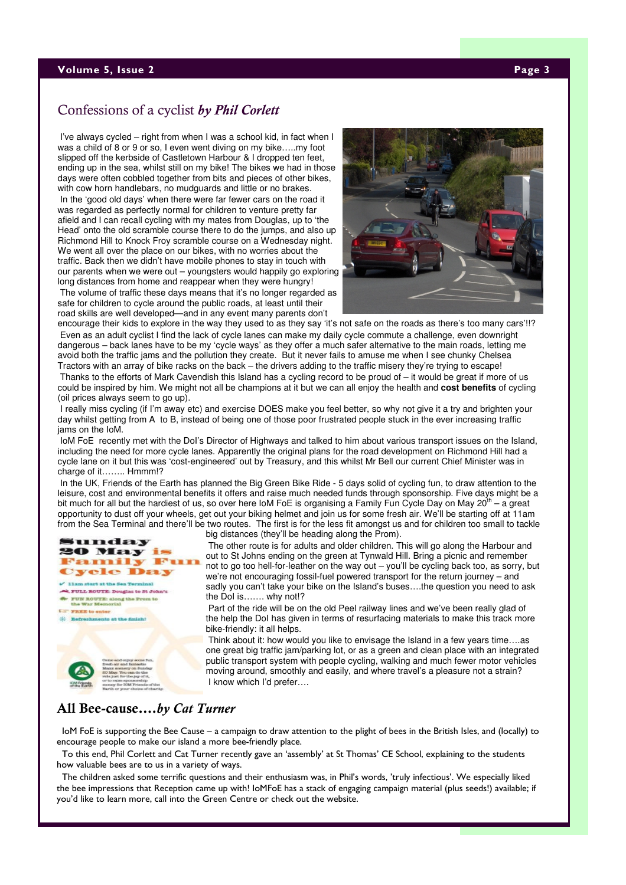## Confessions of a cyclist *by Phil Corlett*

I've always cycled – right from when I was a school kid, in fact when I was a child of 8 or 9 or so, I even went diving on my bike…..my foot slipped off the kerbside of Castletown Harbour & I dropped ten feet, ending up in the sea, whilst still on my bike! The bikes we had in those days were often cobbled together from bits and pieces of other bikes, with cow horn handlebars, no mudguards and little or no brakes.

In the 'good old days' when there were far fewer cars on the road it was regarded as perfectly normal for children to venture pretty far afield and I can recall cycling with my mates from Douglas, up to 'the Head' onto the old scramble course there to do the jumps, and also up Richmond Hill to Knock Froy scramble course on a Wednesday night. We went all over the place on our bikes, with no worries about the traffic. Back then we didn't have mobile phones to stay in touch with our parents when we were out – youngsters would happily go exploring long distances from home and reappear when they were hungry!

The volume of traffic these days means that it's no longer regarded as safe for children to cycle around the public roads, at least until their road skills are well developed—and in any event many parents don't encourage their kids to explore in the way they used to as they say 'it's not safe on the roads as there's too many cars'!!?

Even as an adult cyclist I find the lack of cycle lanes can make my daily cycle commute a challenge, even downright dangerous – back lanes have to be my 'cycle ways' as they offer a much safer alternative to the main roads, letting me avoid both the traffic jams and the pollution they create. But it never fails to amuse me when I see chunky Chelsea Tractors with an array of bike racks on the back – the drivers adding to the traffic misery they're trying to escape!

Thanks to the efforts of Mark Cavendish this Island has a cycling record to be proud of – it would be great if more of us could be inspired by him. We might not all be champions at it but we can all enjoy the health and **cost benefits** of cycling (oil prices always seem to go up).

I really miss cycling (if I'm away etc) and exercise DOES make you feel better, so why not give it a try and brighten your day whilst getting from A to B, instead of being one of those poor frustrated people stuck in the ever increasing traffic jams on the IoM.

IoM FoE recently met with the DoI's Director of Highways and talked to him about various transport issues on the Island, including the need for more cycle lanes. Apparently the original plans for the road development on Richmond Hill had a cycle lane on it but this was 'cost-engineered' out by Treasury, and this whilst Mr Bell our current Chief Minister was in charge of it…….. Hmmm!?

In the UK, Friends of the Earth has planned the Big Green Bike Ride - 5 days solid of cycling fun, to draw attention to the leisure, cost and environmental benefits it offers and raise much needed funds through sponsorship. Five days might be a bit much for all but the hardiest of us, so over here IoM FoE is organising a Family Fun Cycle Day on May 20th – a great opportunity to dust off your wheels, get out your biking helmet and join us for some fresh air. We'll be starting off at 11am from the Sea Terminal and there'll be two routes. The first is for the less fit amongst us and for children too small to tackle big distances (they'll be heading along the Prom).

The other route is for adults and older children. This will go along the Harbour and out to St Johns ending on the green at Tynwald Hill. Bring a picnic and remember not to go too hell-for-leather on the way out – you'll be cycling back too, as sorry, but we're not encouraging fossil-fuel powered transport for the return journey – and sadly you can't take your bike on the Island's buses….the question you need to ask the DoI is……. why not!?

Part of the ride will be on the old Peel railway lines and we've been really glad of the help the DoI has given in terms of resurfacing materials to make this track more bike-friendly: it all helps.

Think about it: how would you like to envisage the Island in a few years time….as one great big traffic jam/parking lot, or as a green and clean place with an integrated public transport system with people cycling, walking and much fewer motor vehicles moving around, smoothly and easily, and where travel's a pleasure not a strain?

I know which I'd prefer….

**Sunday 20 May is Family Fun Cycle Day**

- 11am start at the Sea Terminal
- FULL ROUTE: Douglas to St John's
- FUN ROUTE: along the Prom to the War Memorial
- FREE to enter
- Refreshments at the finish!

## All Bee-cause….*by Cat Turner*

IoM FoE is supporting the Bee Cause – a campaign to draw attention to the plight of bees in the British Isles, and (locally) to encourage people to make our island a more bee-friendly place.

To this end, Phil Corlett and Cat Turner recently gave an 'assembly' at St Thomas' CE School, explaining to the students how valuable bees are to us in a variety of ways.

The children asked some terrific questions and their enthusiasm was, in Phil's words, 'truly infectious'. We especially liked the bee impressions that Reception came up with! IoMFoE has a stack of engaging campaign material (plus seeds!) available; if you'd like to learn more, call into the Green Centre or check out the website.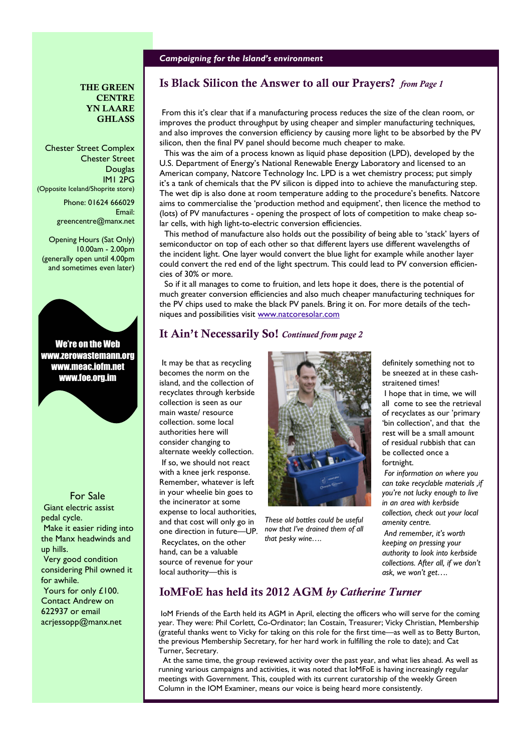*Campaigning for the Island's environment*

## Is Black Silicon the Answer to all our Prayers? *from Page 1*

From this it's clear that if a manufacturing process reduces the size of the clean room, or improves the product throughput by using cheaper and simpler manufacturing techniques, and also improves the conversion efficiency by causing more light to be absorbed by the PV silicon, then the final PV panel should become much cheaper to make.

This was the aim of a process known as liquid phase deposition (LPD), developed by the U.S. Department of Energy's National Renewable Energy Laboratory and licensed to an American company, Natcore Technology Inc. LPD is a wet chemistry process; put simply it's a tank of chemicals that the PV silicon is dipped into to achieve the manufacturing step. The wet dip is also done at room temperature adding to the procedure's benefits. Natcore aims to commercialise the 'production method and equipment', then licence the method to (lots) of PV manufactures - opening the prospect of lots of competition to make cheap solar cells, with high light-to-electric conversion efficiencies.

This method of manufacture also holds out the possibility of being able to 'stack' layers of semiconductor on top of each other so that different layers use different wavelengths of the incident light. One layer would convert the blue light for example while another layer could convert the red end of the light spectrum. This could lead to PV conversion efficiencies of 30% or more.

So if it all manages to come to fruition, and lets hope it does, there is the potential of much greater conversion efficiencies and also much cheaper manufacturing techniques for the PV chips used to make the black PV panels. Bring it on. For more details of the techniques and possibilities visit www.natcoresolar.com

## It Ain't Necessarily So! *Continued from page 2*

It may be that as recycling becomes the norm on the island, and the collection of recyclates through kerbside collection is seen as our main waste/ resource collection. some local authorities here will consider changing to alternate weekly collection.

If so, we should not react with a knee jerk response. Remember, whatever is left in your wheelie bin goes to the incinerator at some expense to local authorities, and that cost will only go in one direction in future—UP.

Recyclates, on the other hand, can be a valuable source of revenue for your local authority—this is definitely something not to be sneezed at in these cash-straitened times!

I hope that in time, we will all come to see the retrieval of recyclates as our 'primary 'bin collection', and that the rest will be a small amount of residual rubbish that can be collected once a fortnight.

*For information on where you can take recyclable materials ,if you're not lucky enough to live in an area with kerbside collection, check out your local amenity centre.*

*And remember, it's worth keeping on pressing your authority to look into kerbside collections. After all, if we don't ask, we won't get….*

*These old bottles could be useful now that I've drained them of all that pesky wine….*

## IoMFoE has held its 2012 AGM *by Catherine Turner*

IoM Friends of the Earth held its AGM in April, electing the officers who will serve for the coming year. They were: Phil Corlett, Co-Ordinator; Ian Costain, Treasurer; Vicky Christian, Membership (grateful thanks went to Vicky for taking on this role for the first time—as well as to Betty Burton, the previous Membership Secretary, for her hard work in fulfilling the role to date); and Cat Turner, Secretary.

At the same time, the group reviewed activity over the past year, and what lies ahead. As well as running various campaigns and activities, it was noted that IoMFoE is having increasingly regular meetings with Government. This, coupled with its current curatorship of the weekly Green Column in the IOM Examiner, means our voice is being heard more consistently.

**THE GREEN CENTRE**
**YN LAARE GHLASS**

Chester Street Complex
Chester Street
Douglas
IM1 2PG
(Opposite Iceland/Shoprite store)

Phone: 01624 666029
Email: greencentre@manx.net

Opening Hours (Sat Only)
10.00am - 2.00pm
(generally open until 4.00pm and sometimes even later)

**We're on the Web**
**www.zerowastemann.org**
**www.meac.iofm.net**
**www.foe.org.im**

### For Sale

Giant electric assist pedal cycle.

Make it easier riding into the Manx headwinds and up hills.

Very good condition considering Phil owned it for awhile.

Yours for only £100. Contact Andrew on 622937 or email acrjessopp@manx.net